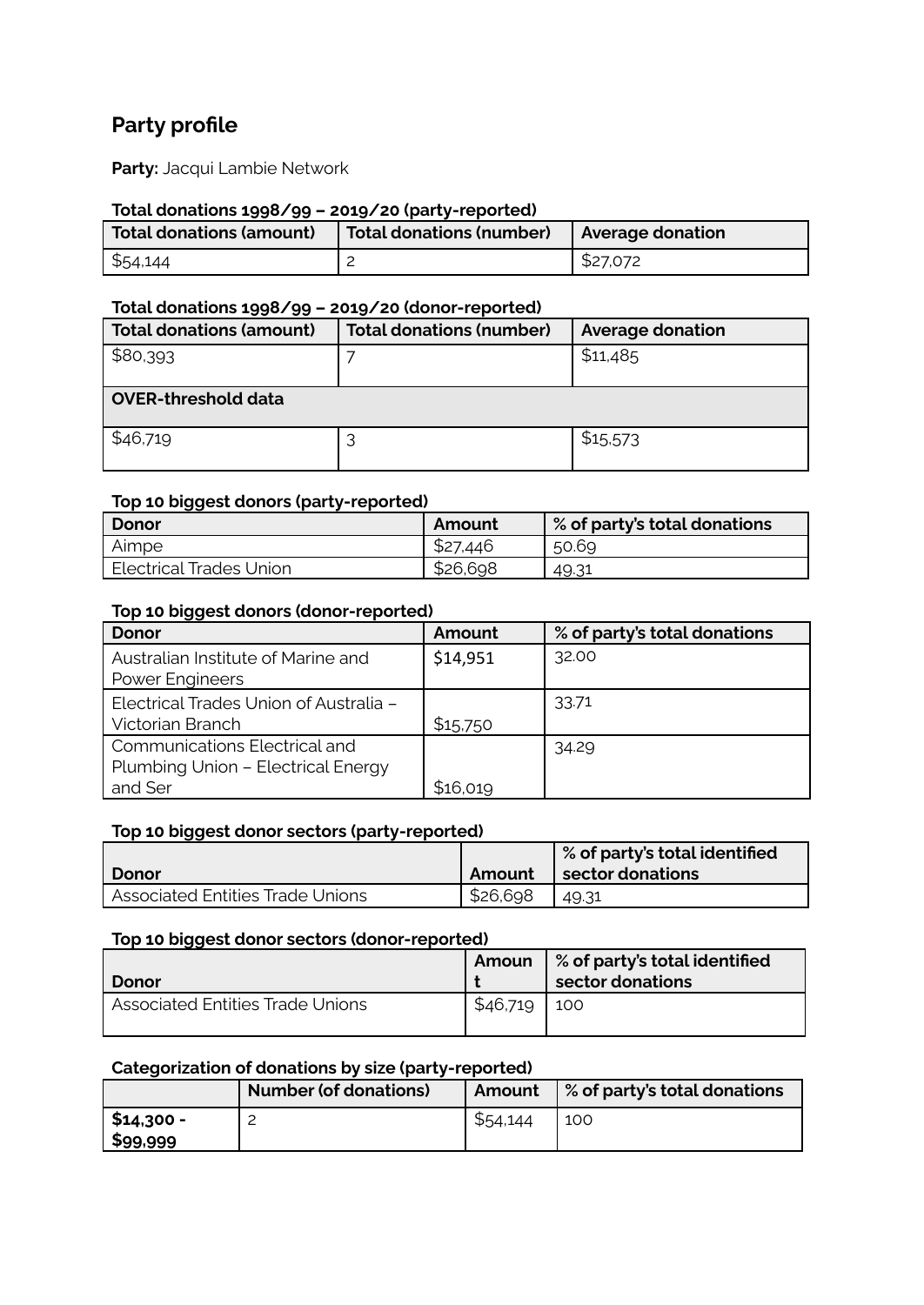## Party profile

**Party:** Jacqui Lambie Network

**Total donations 1998/99 – 2019/20 (party-reported)**

| Total donations (amount) | Total donations (number) | Average donation |
|---|---|---|
| $54,144 | 2 | $27,072 |

**Total donations 1998/99 – 2019/20 (donor-reported)**

| Total donations (amount) | Total donations (number) | Average donation |
|---|---|---|
| $80,393 | 7 | $11,485 |
| **OVER-threshold data** | | |
| $46,719 | 3 | $15,573 |

**Top 10 biggest donors (party-reported)**

| Donor | Amount | % of party's total donations |
|---|---|---|
| Aimpe | $27,446 | 50.69 |
| Electrical Trades Union | $26,698 | 49.31 |

**Top 10 biggest donors (donor-reported)**

| Donor | Amount | % of party's total donations |
|---|---|---|
| Australian Institute of Marine and Power Engineers | $14,951 | 32.00 |
| Electrical Trades Union of Australia – Victorian Branch | $15,750 | 33.71 |
| Communications Electrical and Plumbing Union – Electrical Energy and Ser | $16,019 | 34.29 |

**Top 10 biggest donor sectors (party-reported)**

| Donor | Amount | % of party's total identified sector donations |
|---|---|---|
| Associated Entities Trade Unions | $26,698 | 49.31 |

**Top 10 biggest donor sectors (donor-reported)**

| Donor | Amount | % of party's total identified sector donations |
|---|---|---|
| Associated Entities Trade Unions | $46,719 | 100 |

**Categorization of donations by size (party-reported)**

| | Number (of donations) | Amount | % of party's total donations |
|---|---|---|---|
| **$14,300 - $99,999** | 2 | $54,144 | 100 |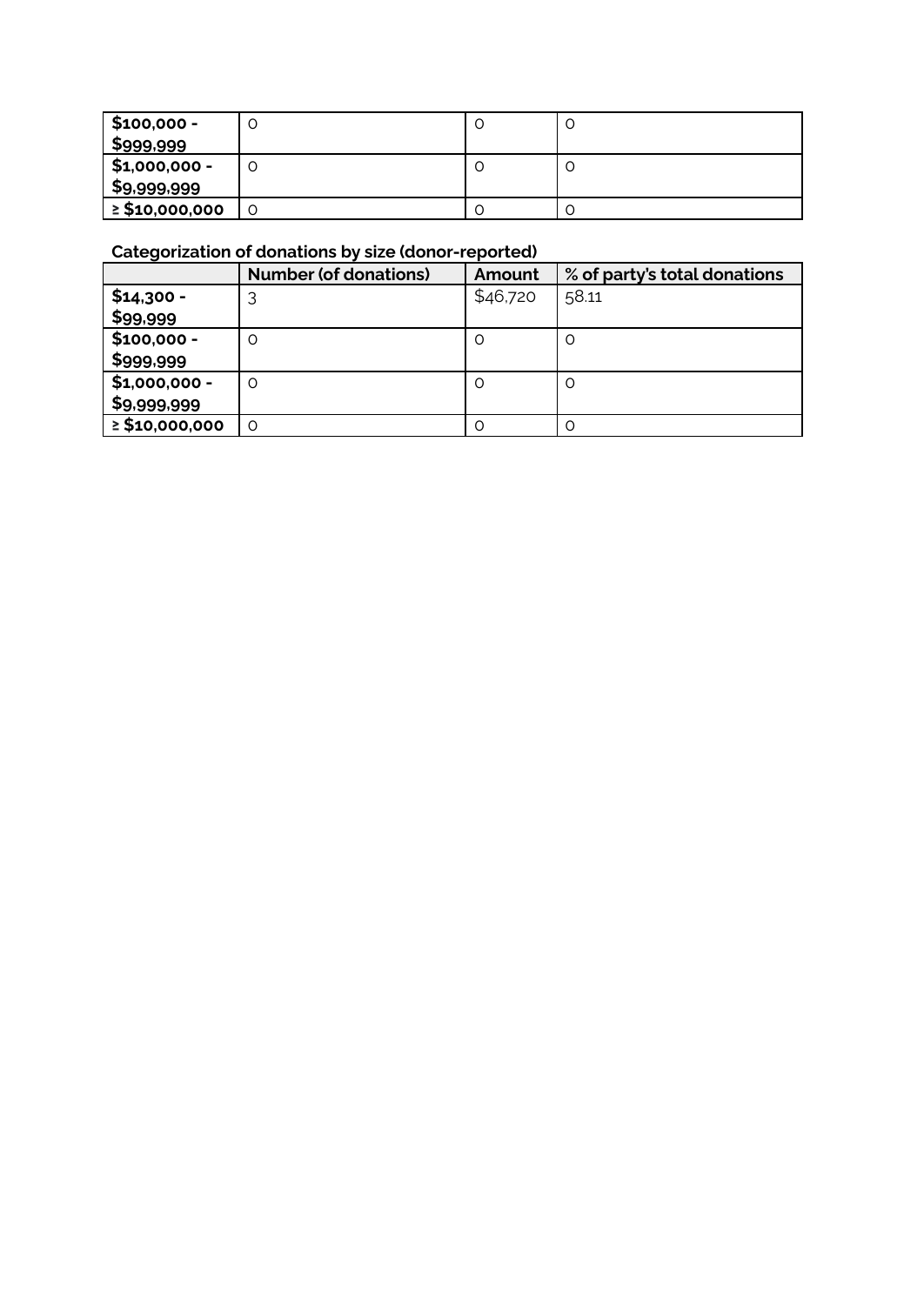| | | | |
|---|---|---|---|
| **$100,000 - $999,999** | 0 | 0 | 0 |
| **$1,000,000 - $9,999,999** | 0 | 0 | 0 |
| **≥ $10,000,000** | 0 | 0 | 0 |

**Categorization of donations by size (donor-reported)**

| | Number (of donations) | Amount | % of party's total donations |
|---|---|---|---|
| **$14,300 - $99,999** | 3 | $46,720 | 58.11 |
| **$100,000 - $999,999** | 0 | 0 | 0 |
| **$1,000,000 - $9,999,999** | 0 | 0 | 0 |
| **≥ $10,000,000** | 0 | 0 | 0 |